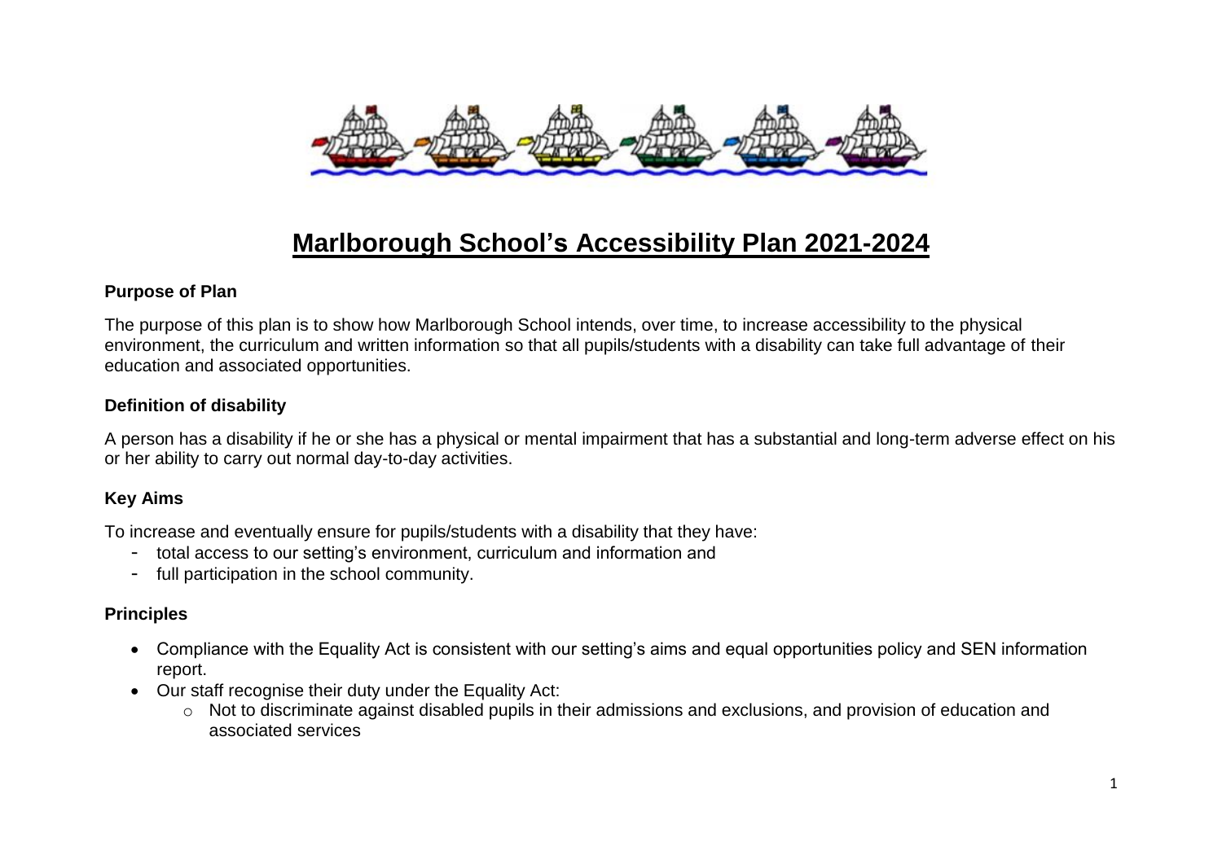# Marlborough School's Accessibility Plan 2021-2024

**Purpose of Plan**

The purpose of this plan is to show how Marlborough School intends, over time, to increase accessibility to the physical environment, the curriculum and written information so that all pupils/students with a disability can take full advantage of their education and associated opportunities.

**Definition of disability**

A person has a disability if he or she has a physical or mental impairment that has a substantial and long-term adverse effect on his or her ability to carry out normal day-to-day activities.

**Key Aims**

To increase and eventually ensure for pupils/students with a disability that they have:

- total access to our setting's environment, curriculum and information and
- full participation in the school community.

**Principles**

- Compliance with the Equality Act is consistent with our setting's aims and equal opportunities policy and SEN information report.
- Our staff recognise their duty under the Equality Act:
    - Not to discriminate against disabled pupils in their admissions and exclusions, and provision of education and associated services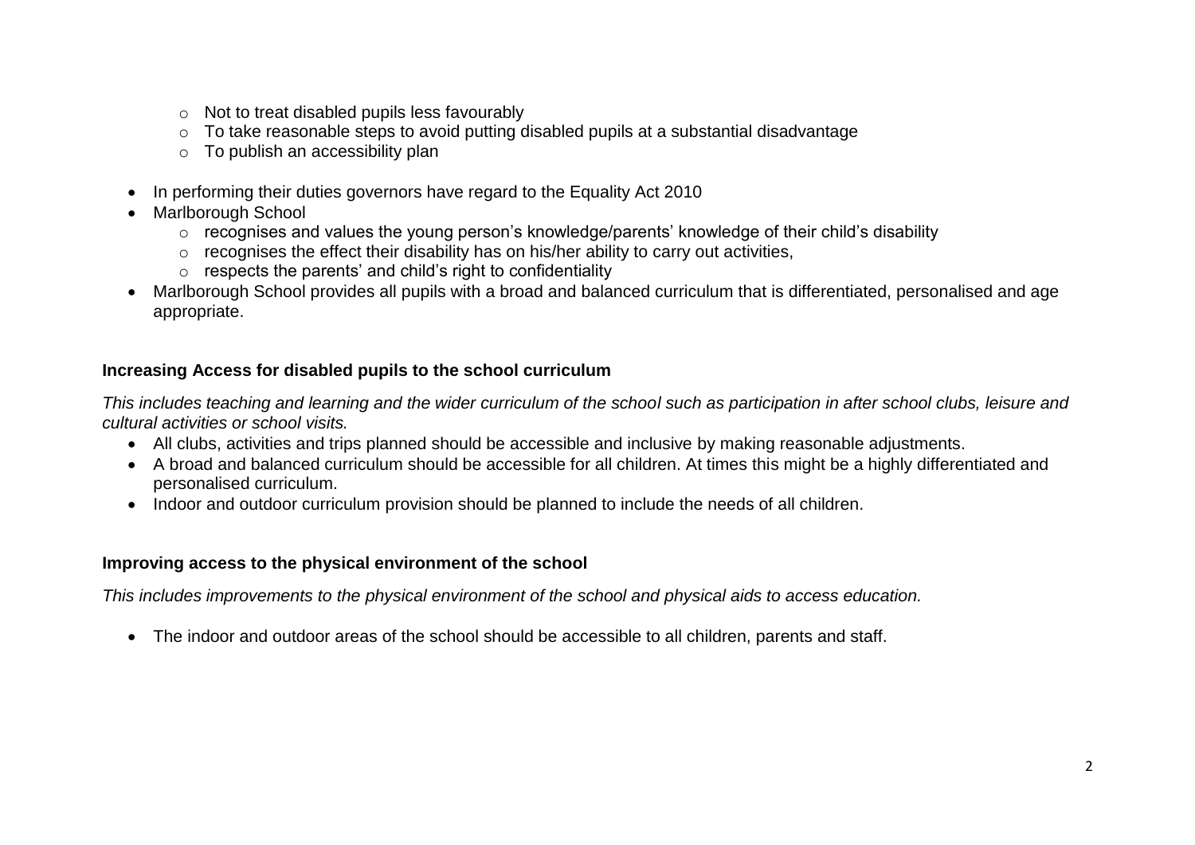- Not to treat disabled pupils less favourably
  - To take reasonable steps to avoid putting disabled pupils at a substantial disadvantage
  - To publish an accessibility plan

- In performing their duties governors have regard to the Equality Act 2010
- Marlborough School
  - recognises and values the young person's knowledge/parents' knowledge of their child's disability
  - recognises the effect their disability has on his/her ability to carry out activities,
  - respects the parents' and child's right to confidentiality
- Marlborough School provides all pupils with a broad and balanced curriculum that is differentiated, personalised and age appropriate.

**Increasing Access for disabled pupils to the school curriculum**

*This includes teaching and learning and the wider curriculum of the school such as participation in after school clubs, leisure and cultural activities or school visits.*

- All clubs, activities and trips planned should be accessible and inclusive by making reasonable adjustments.
- A broad and balanced curriculum should be accessible for all children. At times this might be a highly differentiated and personalised curriculum.
- Indoor and outdoor curriculum provision should be planned to include the needs of all children.

**Improving access to the physical environment of the school**

*This includes improvements to the physical environment of the school and physical aids to access education.*

- The indoor and outdoor areas of the school should be accessible to all children, parents and staff.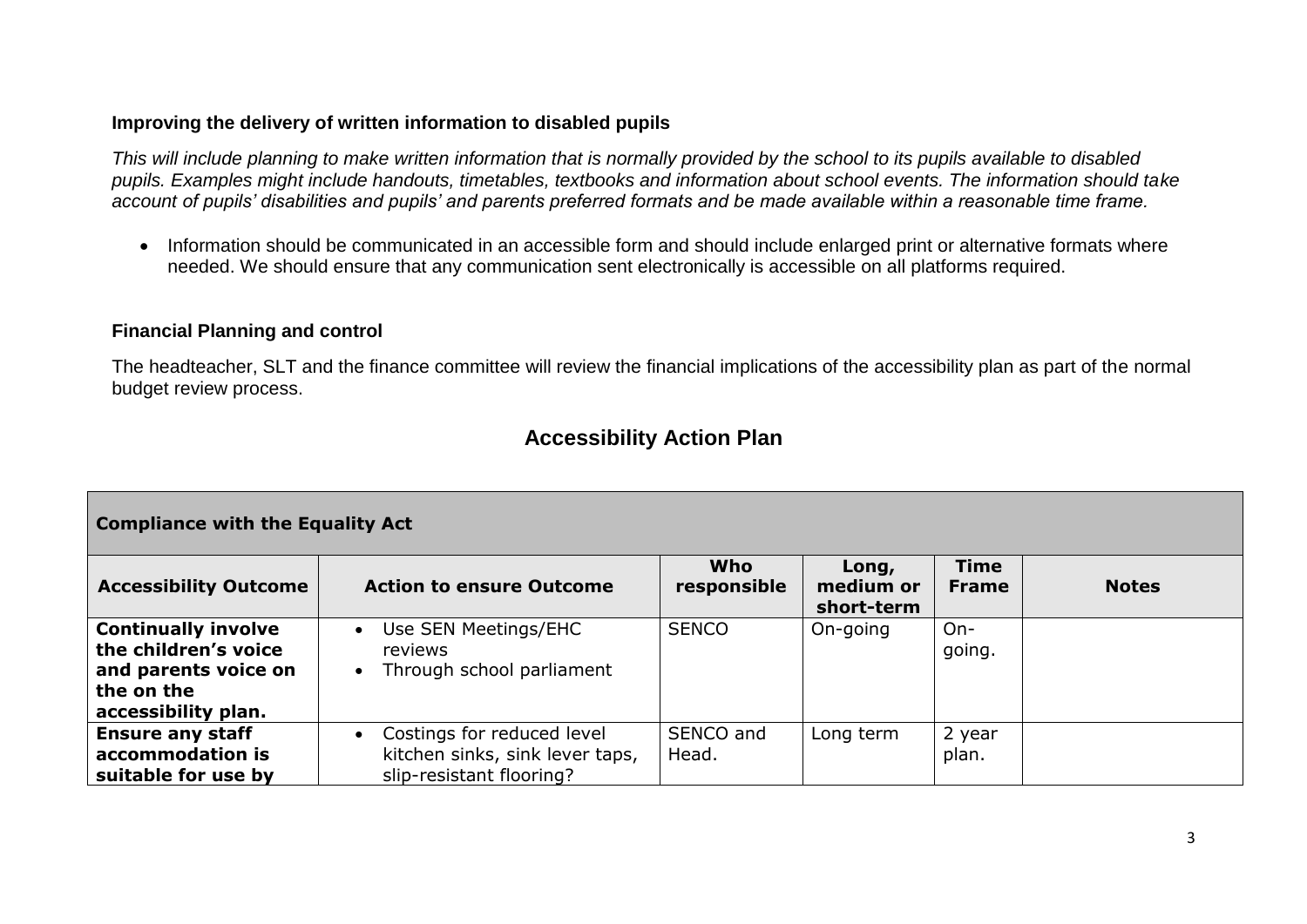### Improving the delivery of written information to disabled pupils

*This will include planning to make written information that is normally provided by the school to its pupils available to disabled pupils. Examples might include handouts, timetables, textbooks and information about school events. The information should take account of pupils' disabilities and pupils' and parents preferred formats and be made available within a reasonable time frame.*

- Information should be communicated in an accessible form and should include enlarged print or alternative formats where needed. We should ensure that any communication sent electronically is accessible on all platforms required.

### Financial Planning and control

The headteacher, SLT and the finance committee will review the financial implications of the accessibility plan as part of the normal budget review process.

## Accessibility Action Plan

| **Compliance with the Equality Act** | | | | | |
|---|---|---|---|---|---|
| **Accessibility Outcome** | **Action to ensure Outcome** | **Who responsible** | **Long, medium or short-term** | **Time Frame** | **Notes** |
| **Continually involve the children's voice and parents voice on the on the accessibility plan.** | • Use SEN Meetings/EHC reviews<br>• Through school parliament | SENCO | On-going | On-going. | |
| **Ensure any staff accommodation is suitable for use by** | • Costings for reduced level kitchen sinks, sink lever taps, slip-resistant flooring? | SENCO and Head. | Long term | 2 year plan. | |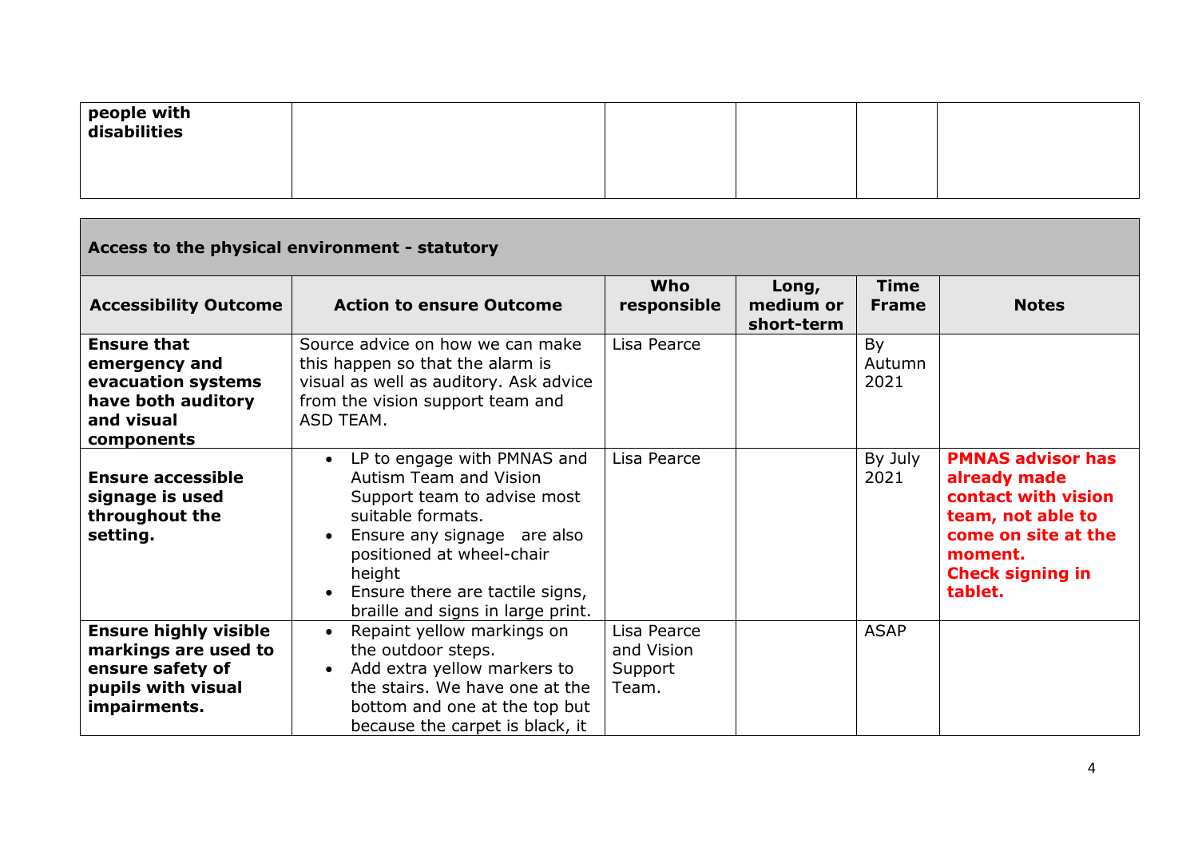| **people with disabilities** | | | | | |
|---|---|---|---|---|---|

## Access to the physical environment - statutory

| **Accessibility Outcome** | **Action to ensure Outcome** | **Who responsible** | **Long, medium or short-term** | **Time Frame** | **Notes** |
|---|---|---|---|---|---|
| **Ensure that emergency and evacuation systems have both auditory and visual components** | Source advice on how we can make this happen so that the alarm is visual as well as auditory. Ask advice from the vision support team and ASD TEAM. | Lisa Pearce | | By Autumn 2021 | |
| **Ensure accessible signage is used throughout the setting.** | • LP to engage with PMNAS and Autism Team and Vision Support team to advise most suitable formats.<br>• Ensure any signage are also positioned at wheel-chair height<br>• Ensure there are tactile signs, braille and signs in large print. | Lisa Pearce | | By July 2021 | **PMNAS advisor has already made contact with vision team, not able to come on site at the moment. Check signing in tablet.** |
| **Ensure highly visible markings are used to ensure safety of pupils with visual impairments.** | • Repaint yellow markings on the outdoor steps.<br>• Add extra yellow markers to the stairs. We have one at the bottom and one at the top but because the carpet is black, it | Lisa Pearce and Vision Support Team. | | ASAP | |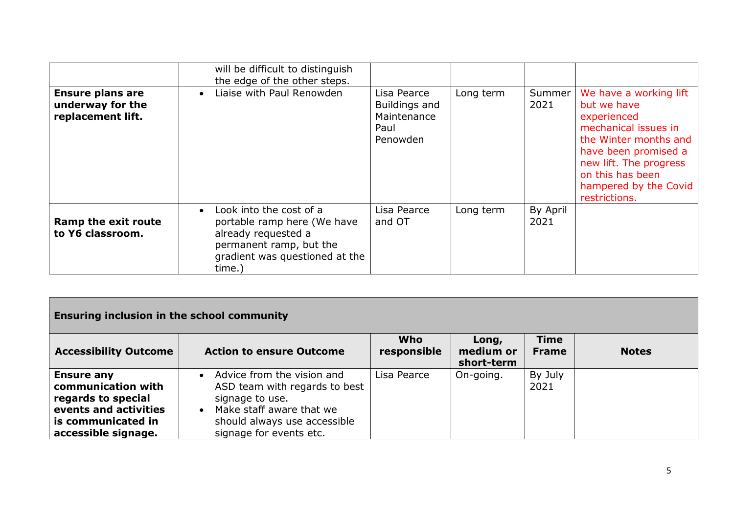| | | | | | |
|---|---|---|---|---|---|
| | will be difficult to distinguish the edge of the other steps. | | | | |
| **Ensure plans are underway for the replacement lift.** | • Liaise with Paul Renowden | Lisa Pearce Buildings and Maintenance Paul Penowden | Long term | Summer 2021 | We have a working lift but we have experienced mechanical issues in the Winter months and have been promised a new lift. The progress on this has been hampered by the Covid restrictions. |
| **Ramp the exit route to Y6 classroom.** | • Look into the cost of a portable ramp here (We have already requested a permanent ramp, but the gradient was questioned at the time.) | Lisa Pearce and OT | Long term | By April 2021 | |

| **Ensuring inclusion in the school community** | | | | | |
|---|---|---|---|---|---|
| **Accessibility Outcome** | **Action to ensure Outcome** | **Who responsible** | **Long, medium or short-term** | **Time Frame** | **Notes** |
| **Ensure any communication with regards to special events and activities is communicated in accessible signage.** | • Advice from the vision and ASD team with regards to best signage to use.<br>• Make staff aware that we should always use accessible signage for events etc. | Lisa Pearce | On-going. | By July 2021 | |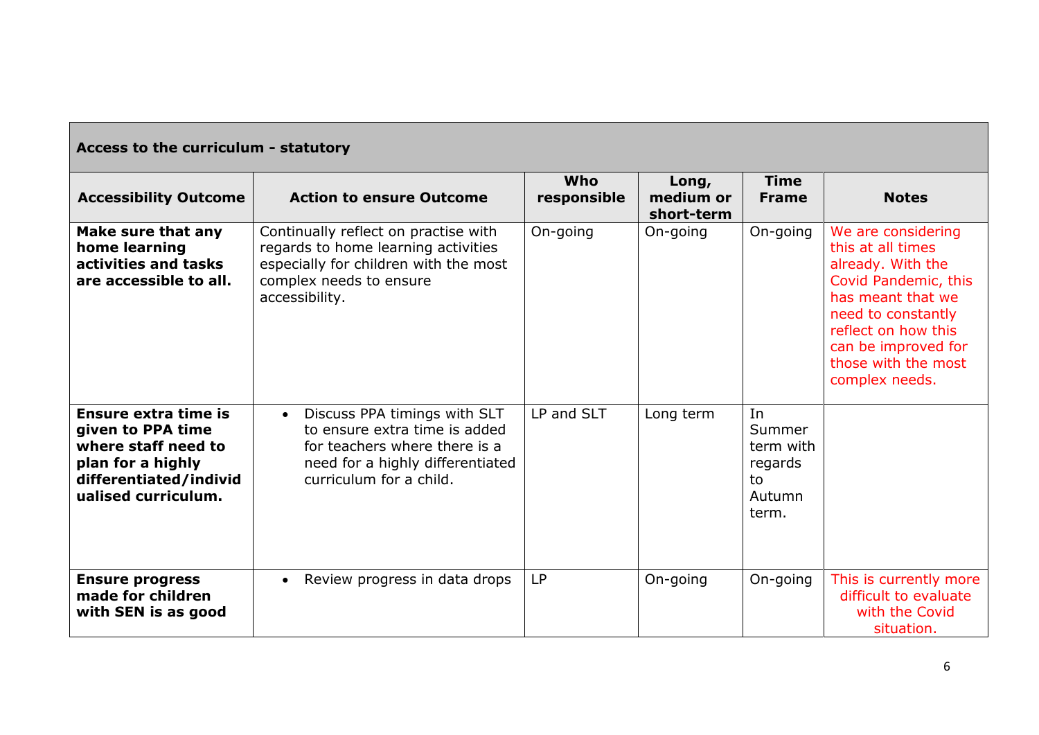| Access to the curriculum - statutory | | | | | |
|---|---|---|---|---|---|
| **Accessibility Outcome** | **Action to ensure Outcome** | **Who responsible** | **Long, medium or short-term** | **Time Frame** | **Notes** |
| **Make sure that any home learning activities and tasks are accessible to all.** | Continually reflect on practise with regards to home learning activities especially for children with the most complex needs to ensure accessibility. | On-going | On-going | On-going | We are considering this at all times already. With the Covid Pandemic, this has meant that we need to constantly reflect on how this can be improved for those with the most complex needs. |
| **Ensure extra time is given to PPA time where staff need to plan for a highly differentiated/individualised curriculum.** | • Discuss PPA timings with SLT to ensure extra time is added for teachers where there is a need for a highly differentiated curriculum for a child. | LP and SLT | Long term | In Summer term with regards to Autumn term. | |
| **Ensure progress made for children with SEN is as good** | • Review progress in data drops | LP | On-going | On-going | This is currently more difficult to evaluate with the Covid situation. |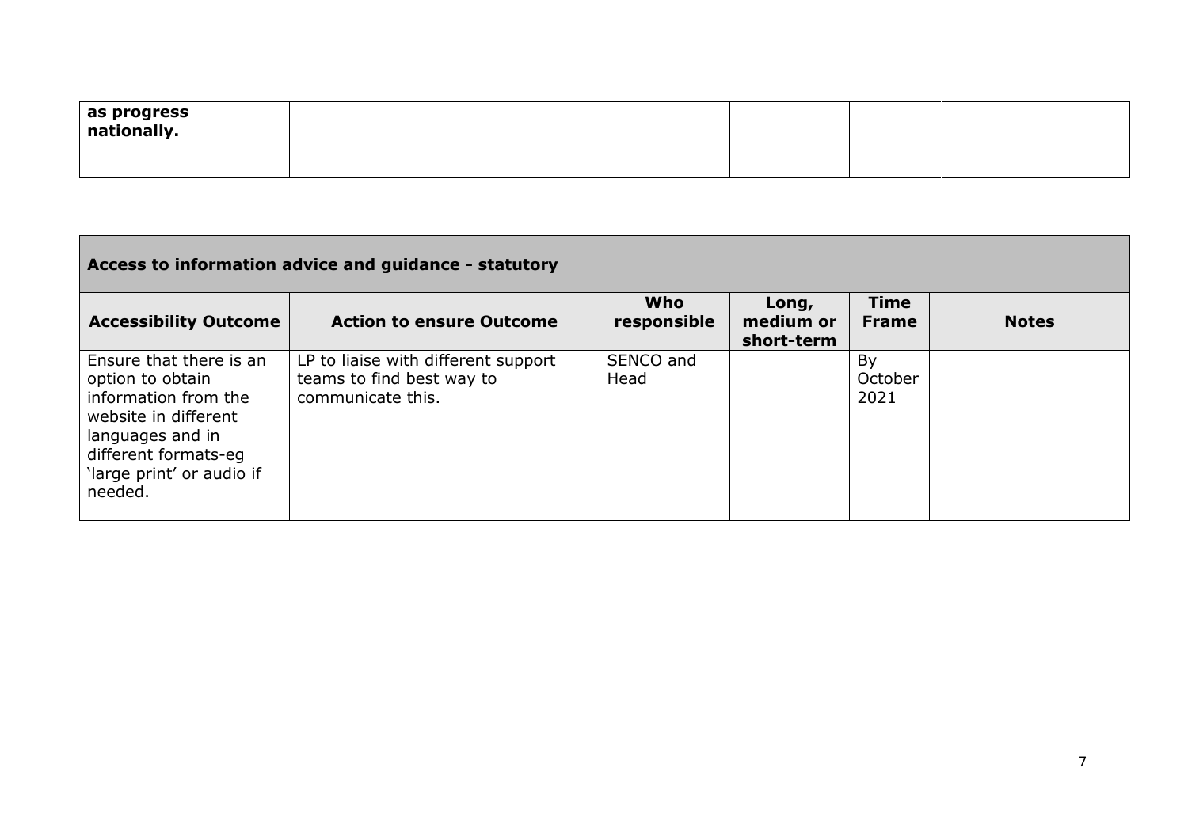| | | | | | |
|---|---|---|---|---|---|
| **as progress nationally.** | | | | | |

| **Access to information advice and guidance - statutory** | | | | | |
|---|---|---|---|---|---|
| **Accessibility Outcome** | **Action to ensure Outcome** | **Who responsible** | **Long, medium or short-term** | **Time Frame** | **Notes** |
| Ensure that there is an option to obtain information from the website in different languages and in different formats-eg 'large print' or audio if needed. | LP to liaise with different support teams to find best way to communicate this. | SENCO and Head | | By October 2021 | |